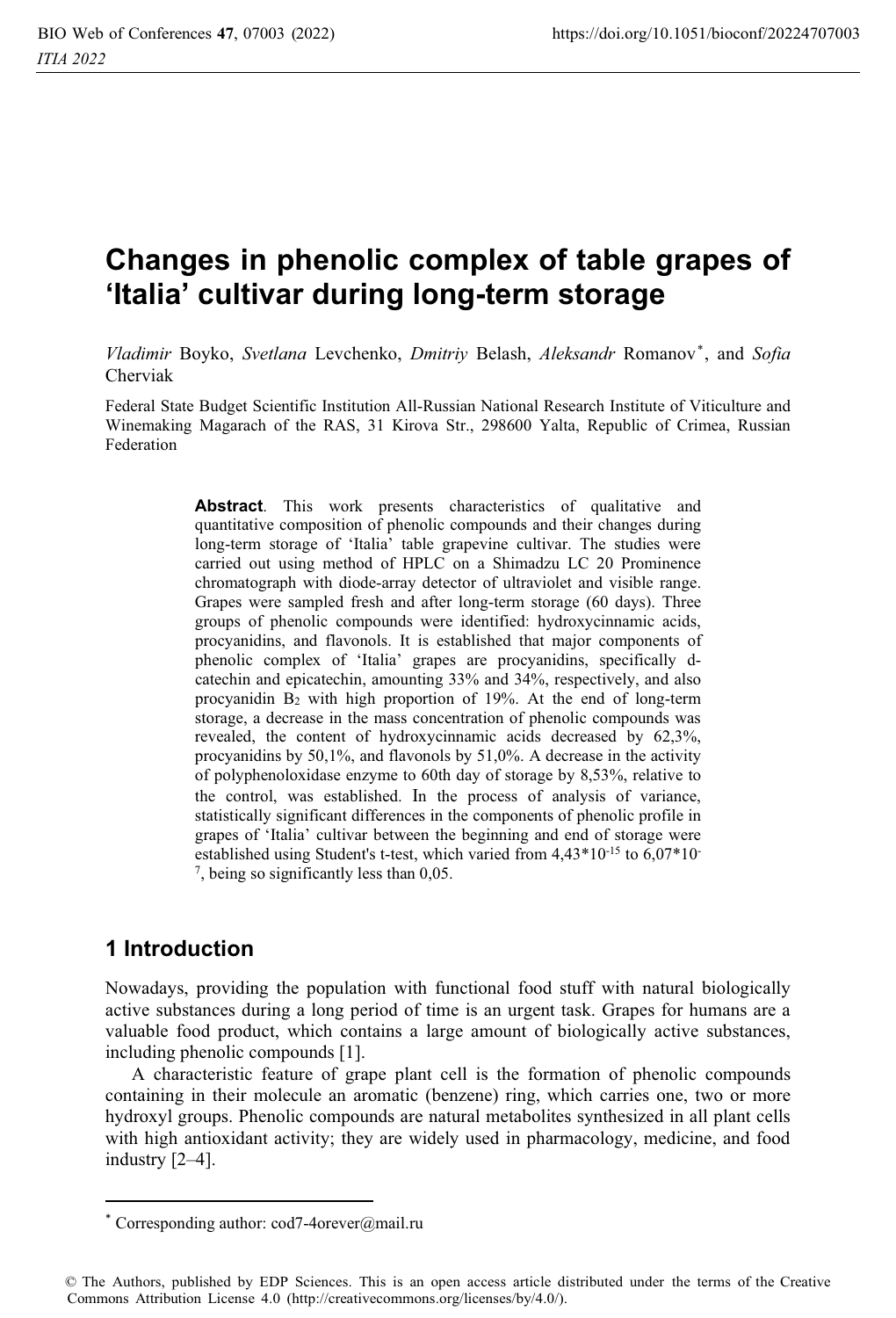# Changes in phenolic complex of table grapes of 'Italia' cultivar during long-term storage

*Vladimir* Boyko, *Svetlana* Levchenko, *Dmitriy* Belash, *Aleksandr* Romanov*, and *Sofia* Cherviak

Federal State Budget Scientific Institution All-Russian National Research Institute of Viticulture and Winemaking Magarach of the RAS, 31 Kirova Str., 298600 Yalta, Republic of Crimea, Russian Federation

**Abstract**. This work presents characteristics of qualitative and quantitative composition of phenolic compounds and their changes during long-term storage of 'Italia' table grapevine cultivar. The studies were carried out using method of HPLC on a Shimadzu LC 20 Prominence chromatograph with diode-array detector of ultraviolet and visible range. Grapes were sampled fresh and after long-term storage (60 days). Three groups of phenolic compounds were identified: hydroxycinnamic acids, procyanidins, and flavonols. It is established that major components of phenolic complex of 'Italia' grapes are procyanidins, specifically d-catechin and epicatechin, amounting 33% and 34%, respectively, and also procyanidin $B_2$ with high proportion of 19%. At the end of long-term storage, a decrease in the mass concentration of phenolic compounds was revealed, the content of hydroxycinnamic acids decreased by 62,3%, procyanidins by 50,1%, and flavonols by 51,0%. A decrease in the activity of polyphenoloxidase enzyme to 60th day of storage by 8,53%, relative to the control, was established. In the process of analysis of variance, statistically significant differences in the components of phenolic profile in grapes of 'Italia' cultivar between the beginning and end of storage were established using Student's t-test, which varied from $4,43*10^{-15}$ to $6,07*10^{-7}$, being so significantly less than 0,05.

## 1 Introduction

Nowadays, providing the population with functional food stuff with natural biologically active substances during a long period of time is an urgent task. Grapes for humans are a valuable food product, which contains a large amount of biologically active substances, including phenolic compounds [1].

A characteristic feature of grape plant cell is the formation of phenolic compounds containing in their molecule an aromatic (benzene) ring, which carries one, two or more hydroxyl groups. Phenolic compounds are natural metabolites synthesized in all plant cells with high antioxidant activity; they are widely used in pharmacology, medicine, and food industry [2–4].

* Corresponding author: cod7-4orever@mail.ru

© The Authors, published by EDP Sciences. This is an open access article distributed under the terms of the Creative Commons Attribution License 4.0 (http://creativecommons.org/licenses/by/4.0/).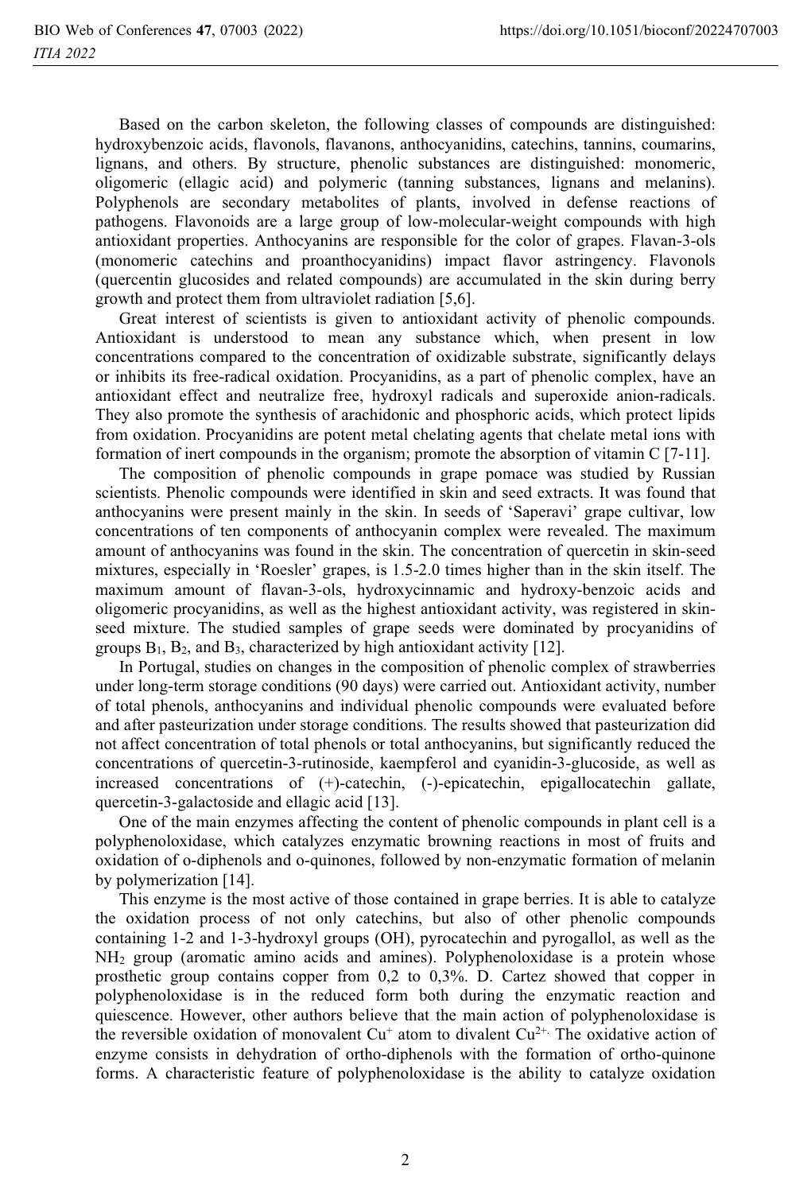Based on the carbon skeleton, the following classes of compounds are distinguished: hydroxybenzoic acids, flavonols, flavanons, anthocyanidins, catechins, tannins, coumarins, lignans, and others. By structure, phenolic substances are distinguished: monomeric, oligomeric (ellagic acid) and polymeric (tanning substances, lignans and melanins). Polyphenols are secondary metabolites of plants, involved in defense reactions of pathogens. Flavonoids are a large group of low-molecular-weight compounds with high antioxidant properties. Anthocyanins are responsible for the color of grapes. Flavan-3-ols (monomeric catechins and proanthocyanidins) impact flavor astringency. Flavonols (quercentin glucosides and related compounds) are accumulated in the skin during berry growth and protect them from ultraviolet radiation [5,6].

Great interest of scientists is given to antioxidant activity of phenolic compounds. Antioxidant is understood to mean any substance which, when present in low concentrations compared to the concentration of oxidizable substrate, significantly delays or inhibits its free-radical oxidation. Procyanidins, as a part of phenolic complex, have an antioxidant effect and neutralize free, hydroxyl radicals and superoxide anion-radicals. They also promote the synthesis of arachidonic and phosphoric acids, which protect lipids from oxidation. Procyanidins are potent metal chelating agents that chelate metal ions with formation of inert compounds in the organism; promote the absorption of vitamin C [7-11].

The composition of phenolic compounds in grape pomace was studied by Russian scientists. Phenolic compounds were identified in skin and seed extracts. It was found that anthocyanins were present mainly in the skin. In seeds of 'Saperavi' grape cultivar, low concentrations of ten components of anthocyanin complex were revealed. The maximum amount of anthocyanins was found in the skin. The concentration of quercetin in skin-seed mixtures, especially in 'Roesler' grapes, is 1.5-2.0 times higher than in the skin itself. The maximum amount of flavan-3-ols, hydroxycinnamic and hydroxy-benzoic acids and oligomeric procyanidins, as well as the highest antioxidant activity, was registered in skin-seed mixture. The studied samples of grape seeds were dominated by procyanidins of groups $B_1$, $B_2$, and $B_3$, characterized by high antioxidant activity [12].

In Portugal, studies on changes in the composition of phenolic complex of strawberries under long-term storage conditions (90 days) were carried out. Antioxidant activity, number of total phenols, anthocyanins and individual phenolic compounds were evaluated before and after pasteurization under storage conditions. The results showed that pasteurization did not affect concentration of total phenols or total anthocyanins, but significantly reduced the concentrations of quercetin-3-rutinoside, kaempferol and cyanidin-3-glucoside, as well as increased concentrations of (+)-catechin, (-)-epicatechin, epigallocatechin gallate, quercetin-3-galactoside and ellagic acid [13].

One of the main enzymes affecting the content of phenolic compounds in plant cell is a polyphenoloxidase, which catalyzes enzymatic browning reactions in most of fruits and oxidation of o-diphenols and o-quinones, followed by non-enzymatic formation of melanin by polymerization [14].

This enzyme is the most active of those contained in grape berries. It is able to catalyze the oxidation process of not only catechins, but also of other phenolic compounds containing 1-2 and 1-3-hydroxyl groups (OH), pyrocatechin and pyrogallol, as well as the $NH_2$ group (aromatic amino acids and amines). Polyphenoloxidase is a protein whose prosthetic group contains copper from 0,2 to 0,3%. D. Cartez showed that copper in polyphenoloxidase is in the reduced form both during the enzymatic reaction and quiescence. However, other authors believe that the main action of polyphenoloxidase is the reversible oxidation of monovalent $Cu^{+}$ atom to divalent $Cu^{2+}$. The oxidative action of enzyme consists in dehydration of ortho-diphenols with the formation of ortho-quinone forms. A characteristic feature of polyphenoloxidase is the ability to catalyze oxidation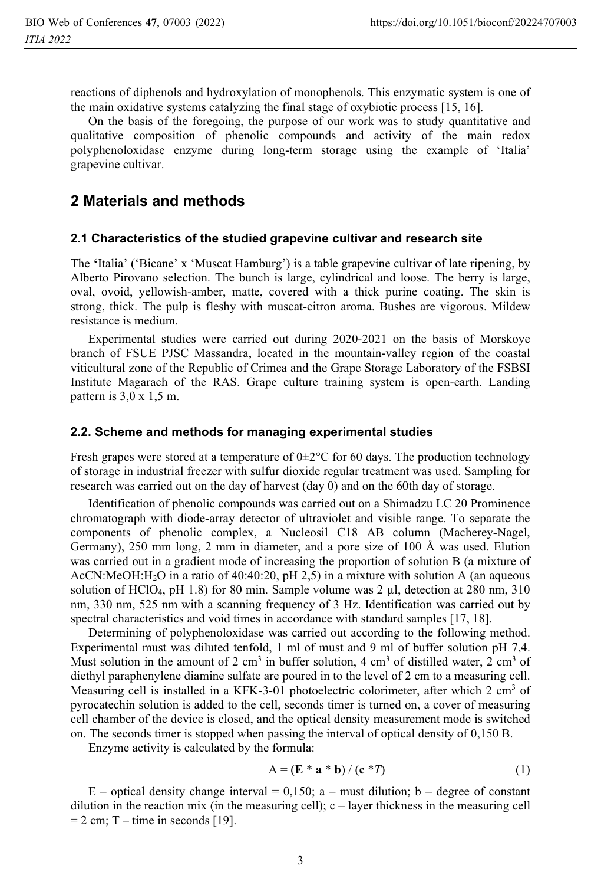reactions of diphenols and hydroxylation of monophenols. This enzymatic system is one of the main oxidative systems catalyzing the final stage of oxybiotic process [15, 16].

On the basis of the foregoing, the purpose of our work was to study quantitative and qualitative composition of phenolic compounds and activity of the main redox polyphenoloxidase enzyme during long-term storage using the example of 'Italia' grapevine cultivar.

## 2 Materials and methods

### 2.1 Characteristics of the studied grapevine cultivar and research site

The **'**Italia' ('Bicane' x 'Muscat Hamburg') is a table grapevine cultivar of late ripening, by Alberto Pirovano selection. The bunch is large, cylindrical and loose. The berry is large, oval, ovoid, yellowish-amber, matte, covered with a thick purine coating. The skin is strong, thick. The pulp is fleshy with muscat-citron aroma. Bushes are vigorous. Mildew resistance is medium.

Experimental studies were carried out during 2020-2021 on the basis of Morskoye branch of FSUE PJSC Massandra, located in the mountain-valley region of the coastal viticultural zone of the Republic of Crimea and the Grape Storage Laboratory of the FSBSI Institute Magarach of the RAS. Grape culture training system is open-earth. Landing pattern is 3,0 x 1,5 m.

### 2.2. Scheme and methods for managing experimental studies

Fresh grapes were stored at a temperature of 0±2°C for 60 days. The production technology of storage in industrial freezer with sulfur dioxide regular treatment was used. Sampling for research was carried out on the day of harvest (day 0) and on the 60th day of storage.

Identification of phenolic compounds was carried out on a Shimadzu LC 20 Prominence chromatograph with diode-array detector of ultraviolet and visible range. To separate the components of phenolic complex, a Nucleosil C18 AB column (Macherey-Nagel, Germany), 250 mm long, 2 mm in diameter, and a pore size of 100 Å was used. Elution was carried out in a gradient mode of increasing the proportion of solution B (a mixture of AcCN:MeOH:$H_2O$ in a ratio of 40:40:20, pH 2,5) in a mixture with solution A (an aqueous solution of $HClO_4$, pH 1.8) for 80 min. Sample volume was 2 µl, detection at 280 nm, 310 nm, 330 nm, 525 nm with a scanning frequency of 3 Hz. Identification was carried out by spectral characteristics and void times in accordance with standard samples [17, 18].

Determining of polyphenoloxidase was carried out according to the following method. Experimental must was diluted tenfold, 1 ml of must and 9 ml of buffer solution pH 7,4. Must solution in the amount of 2 $cm^3$ in buffer solution, 4 $cm^3$ of distilled water, 2 $cm^3$ of diethyl paraphenylene diamine sulfate are poured in to the level of 2 cm to a measuring cell. Measuring cell is installed in a KFK-3-01 photoelectric colorimeter, after which 2 $cm^3$ of pyrocatechin solution is added to the cell, seconds timer is turned on, a cover of measuring cell chamber of the device is closed, and the optical density measurement mode is switched on. The seconds timer is stopped when passing the interval of optical density of 0,150 B.

Enzyme activity is calculated by the formula:

$$A = (\mathbf{E} * \mathbf{a} * \mathbf{b}) / (\mathbf{c} * T) \tag{1}$$

E – optical density change interval = 0,150; a – must dilution; b – degree of constant dilution in the reaction mix (in the measuring cell); c – layer thickness in the measuring cell = 2 cm; T – time in seconds [19].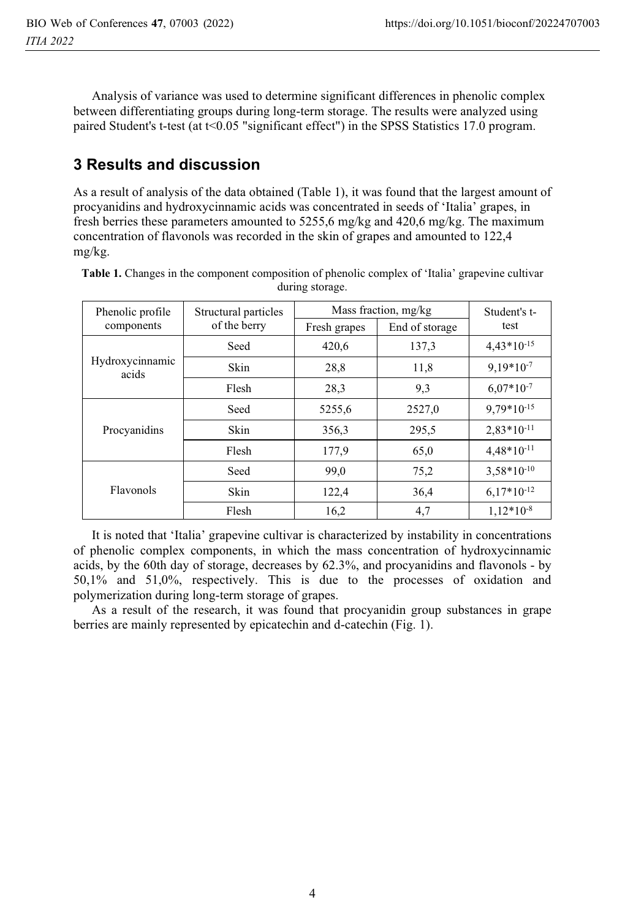Analysis of variance was used to determine significant differences in phenolic complex between differentiating groups during long-term storage. The results were analyzed using paired Student's t-test (at t<0.05 "significant effect") in the SPSS Statistics 17.0 program.

## 3 Results and discussion

As a result of analysis of the data obtained (Table 1), it was found that the largest amount of procyanidins and hydroxycinnamic acids was concentrated in seeds of 'Italia' grapes, in fresh berries these parameters amounted to 5255,6 mg/kg and 420,6 mg/kg. The maximum concentration of flavonols was recorded in the skin of grapes and amounted to 122,4 mg/kg.

**Table 1.** Changes in the component composition of phenolic complex of 'Italia' grapevine cultivar during storage.

| Phenolic profile components | Structural particles of the berry | Mass fraction, mg/kg | | Student's t-test |
|---|---|---|---|---|
| | | Fresh grapes | End of storage | |
| Hydroxycinnamic acids | Seed | 420,6 | 137,3 | $4{,}43 \cdot 10^{-15}$ |
| | Skin | 28,8 | 11,8 | $9{,}19 \cdot 10^{-7}$ |
| | Flesh | 28,3 | 9,3 | $6{,}07 \cdot 10^{-7}$ |
| Procyanidins | Seed | 5255,6 | 2527,0 | $9{,}79 \cdot 10^{-15}$ |
| | Skin | 356,3 | 295,5 | $2{,}83 \cdot 10^{-11}$ |
| | Flesh | 177,9 | 65,0 | $4{,}48 \cdot 10^{-11}$ |
| Flavonols | Seed | 99,0 | 75,2 | $3{,}58 \cdot 10^{-10}$ |
| | Skin | 122,4 | 36,4 | $6{,}17 \cdot 10^{-12}$ |
| | Flesh | 16,2 | 4,7 | $1{,}12 \cdot 10^{-8}$ |

It is noted that 'Italia' grapevine cultivar is characterized by instability in concentrations of phenolic complex components, in which the mass concentration of hydroxycinnamic acids, by the 60th day of storage, decreases by 62.3%, and procyanidins and flavonols - by 50,1% and 51,0%, respectively. This is due to the processes of oxidation and polymerization during long-term storage of grapes.

As a result of the research, it was found that procyanidin group substances in grape berries are mainly represented by epicatechin and d-catechin (Fig. 1).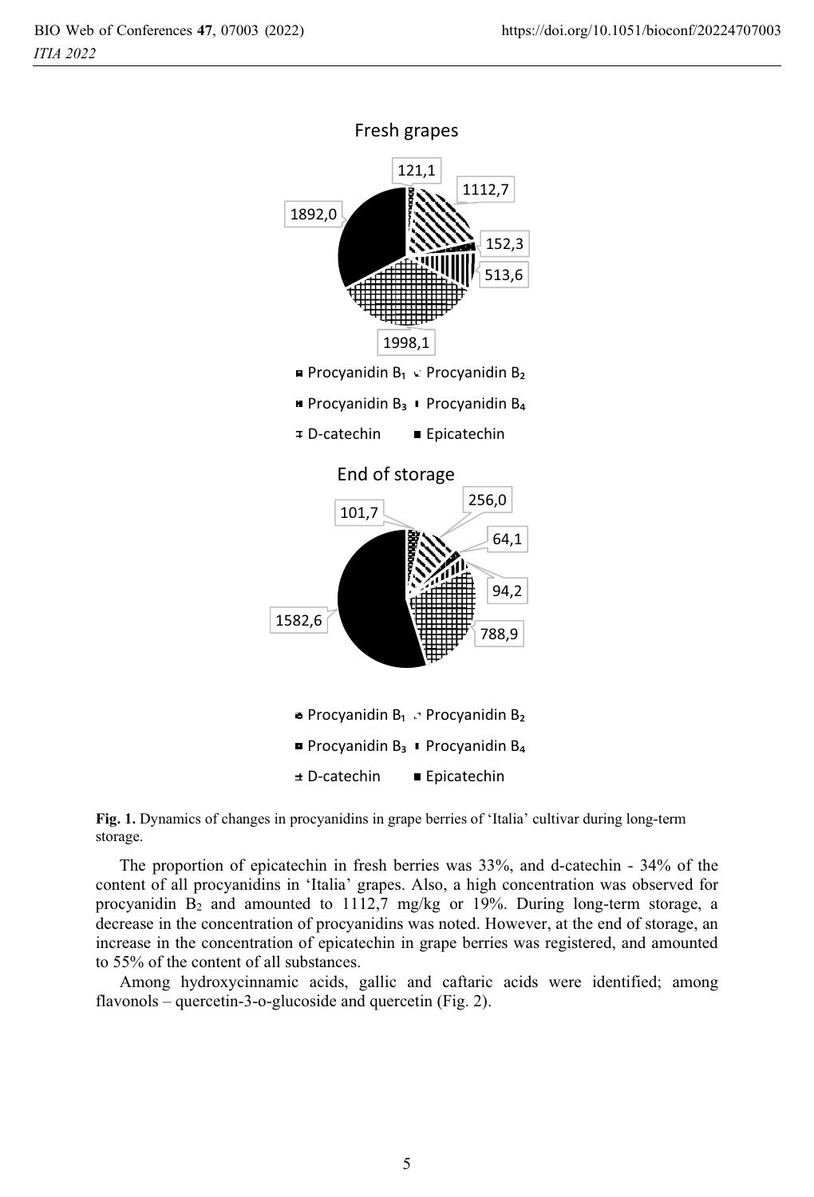Fig. 1. Dynamics of changes in procyanidins in grape berries of 'Italia' cultivar during long-term storage.

The proportion of epicatechin in fresh berries was 33%, and d-catechin - 34% of the content of all procyanidins in 'Italia' grapes. Also, a high concentration was observed for procyanidin $B_2$ and amounted to 1112,7 mg/kg or 19%. During long-term storage, a decrease in the concentration of procyanidins was noted. However, at the end of storage, an increase in the concentration of epicatechin in grape berries was registered, and amounted to 55% of the content of all substances.

Among hydroxycinnamic acids, gallic and caftaric acids were identified; among flavonols – quercetin-3-o-glucoside and quercetin (Fig. 2).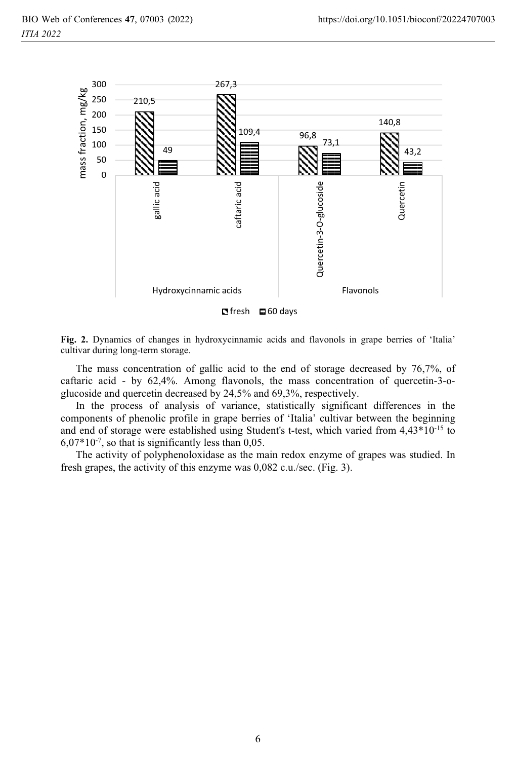**Fig. 2.** Dynamics of changes in hydroxycinnamic acids and flavonols in grape berries of 'Italia' cultivar during long-term storage.

The mass concentration of gallic acid to the end of storage decreased by 76,7%, of caftaric acid - by 62,4%. Among flavonols, the mass concentration of quercetin-3-o-glucoside and quercetin decreased by 24,5% and 69,3%, respectively.

In the process of analysis of variance, statistically significant differences in the components of phenolic profile in grape berries of 'Italia' cultivar between the beginning and end of storage were established using Student's t-test, which varied from $4,43*10^{-15}$ to $6,07*10^{-7}$, so that is significantly less than 0,05.

The activity of polyphenoloxidase as the main redox enzyme of grapes was studied. In fresh grapes, the activity of this enzyme was 0,082 c.u./sec. (Fig. 3).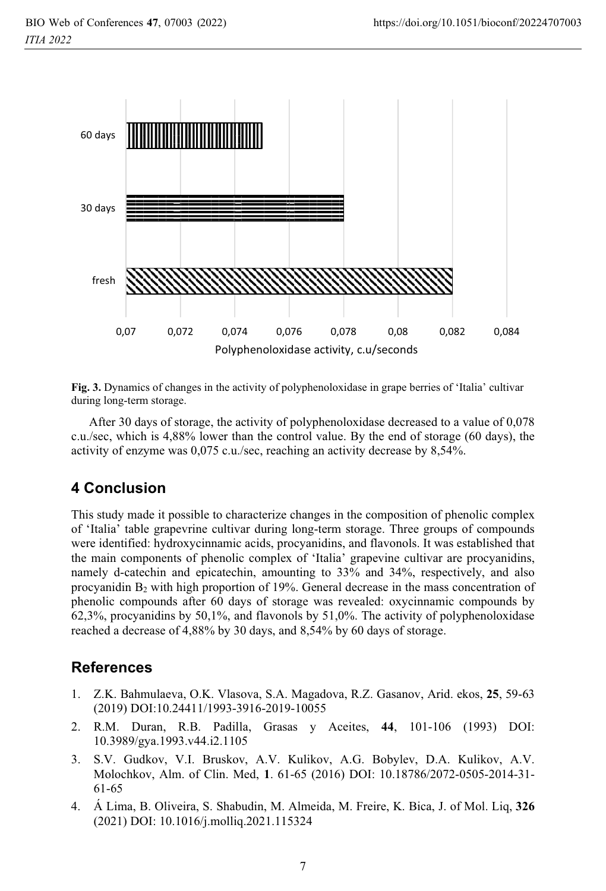**Fig. 3.** Dynamics of changes in the activity of polyphenoloxidase in grape berries of 'Italia' cultivar during long-term storage.

After 30 days of storage, the activity of polyphenoloxidase decreased to a value of 0,078 c.u./sec, which is 4,88% lower than the control value. By the end of storage (60 days), the activity of enzyme was 0,075 c.u./sec, reaching an activity decrease by 8,54%.

## 4 Conclusion

This study made it possible to characterize changes in the composition of phenolic complex of 'Italia' table grapevrine cultivar during long-term storage. Three groups of compounds were identified: hydroxycinnamic acids, procyanidins, and flavonols. It was established that the main components of phenolic complex of 'Italia' grapevine cultivar are procyanidins, namely d-catechin and epicatechin, amounting to 33% and 34%, respectively, and also procyanidin $B_2$ with high proportion of 19%. General decrease in the mass concentration of phenolic compounds after 60 days of storage was revealed: oxycinnamic compounds by 62,3%, procyanidins by 50,1%, and flavonols by 51,0%. The activity of polyphenoloxidase reached a decrease of 4,88% by 30 days, and 8,54% by 60 days of storage.

## References

1. Z.K. Bahmulaeva, O.K. Vlasova, S.A. Magadova, R.Z. Gasanov, Arid. ekos, **25**, 59-63 (2019) DOI:10.24411/1993-3916-2019-10055
2. R.M. Duran, R.B. Padilla, Grasas y Aceites, **44**, 101-106 (1993) DOI: 10.3989/gya.1993.v44.i2.1105
3. S.V. Gudkov, V.I. Bruskov, A.V. Kulikov, A.G. Bobylev, D.A. Kulikov, A.V. Molochkov, Alm. of Clin. Med, **1**. 61-65 (2016) DOI: 10.18786/2072-0505-2014-31-61-65
4. Á Lima, B. Oliveira, S. Shabudin, M. Almeida, M. Freire, K. Bica, J. of Mol. Liq, **326** (2021) DOI: 10.1016/j.molliq.2021.115324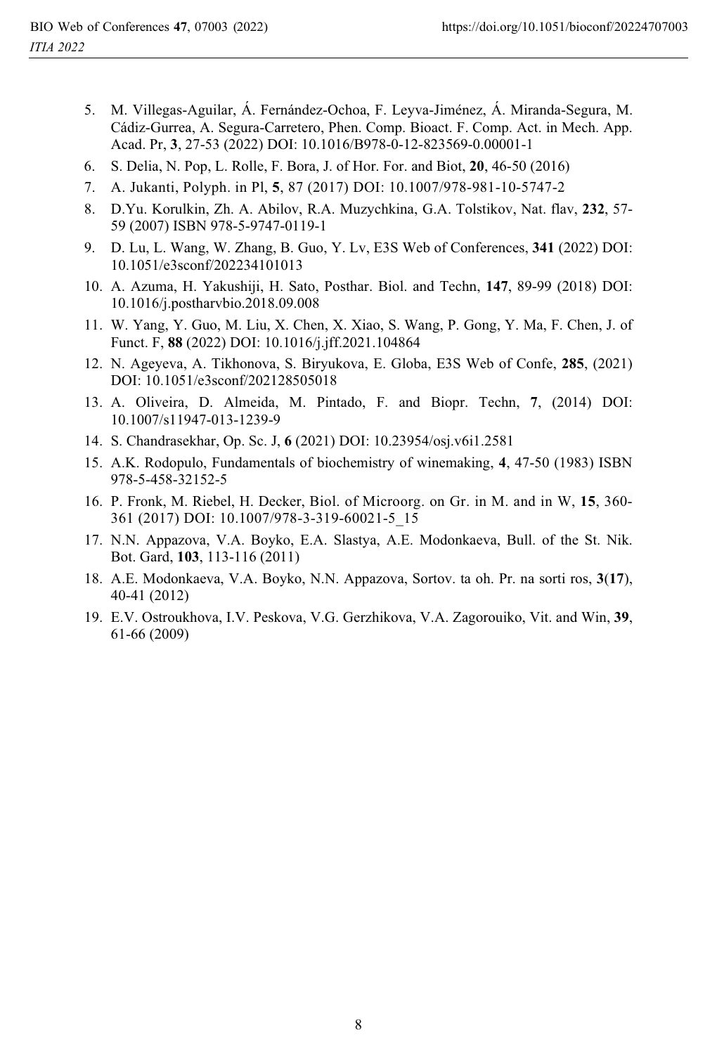5. M. Villegas-Aguilar, Á. Fernández-Ochoa, F. Leyva-Jiménez, Á. Miranda-Segura, M. Cádiz-Gurrea, A. Segura-Carretero, Phen. Comp. Bioact. F. Comp. Act. in Mech. App. Acad. Pr, **3**, 27-53 (2022) DOI: 10.1016/B978-0-12-823569-0.00001-1
6. S. Delia, N. Pop, L. Rolle, F. Bora, J. of Hor. For. and Biot, **20**, 46-50 (2016)
7. A. Jukanti, Polyph. in Pl, **5**, 87 (2017) DOI: 10.1007/978-981-10-5747-2
8. D.Yu. Korulkin, Zh. A. Abilov, R.A. Muzychkina, G.A. Tolstikov, Nat. flav, **232**, 57-59 (2007) ISBN 978-5-9747-0119-1
9. D. Lu, L. Wang, W. Zhang, B. Guo, Y. Lv, E3S Web of Conferences, **341** (2022) DOI: 10.1051/e3sconf/202234101013
10. A. Azuma, H. Yakushiji, H. Sato, Posthar. Biol. and Techn, **147**, 89-99 (2018) DOI: 10.1016/j.postharvbio.2018.09.008
11. W. Yang, Y. Guo, M. Liu, X. Chen, X. Xiao, S. Wang, P. Gong, Y. Ma, F. Chen, J. of Funct. F, **88** (2022) DOI: 10.1016/j.jff.2021.104864
12. N. Ageyeva, A. Tikhonova, S. Biryukova, E. Globa, E3S Web of Confe, **285**, (2021) DOI: 10.1051/e3sconf/202128505018
13. A. Oliveira, D. Almeida, M. Pintado, F. and Biopr. Techn, **7**, (2014) DOI: 10.1007/s11947-013-1239-9
14. S. Chandrasekhar, Op. Sc. J, **6** (2021) DOI: 10.23954/osj.v6i1.2581
15. A.K. Rodopulo, Fundamentals of biochemistry of winemaking, **4**, 47-50 (1983) ISBN 978-5-458-32152-5
16. P. Fronk, M. Riebel, H. Decker, Biol. of Microorg. on Gr. in M. and in W, **15**, 360-361 (2017) DOI: 10.1007/978-3-319-60021-5_15
17. N.N. Appazova, V.A. Boyko, E.A. Slastya, A.E. Modonkaeva, Bull. of the St. Nik. Bot. Gard, **103**, 113-116 (2011)
18. A.E. Modonkaeva, V.A. Boyko, N.N. Appazova, Sortov. ta oh. Pr. na sorti ros, **3**(**17**), 40-41 (2012)
19. E.V. Ostroukhova, I.V. Peskova, V.G. Gerzhikova, V.A. Zagorouiko, Vit. and Win, **39**, 61-66 (2009)